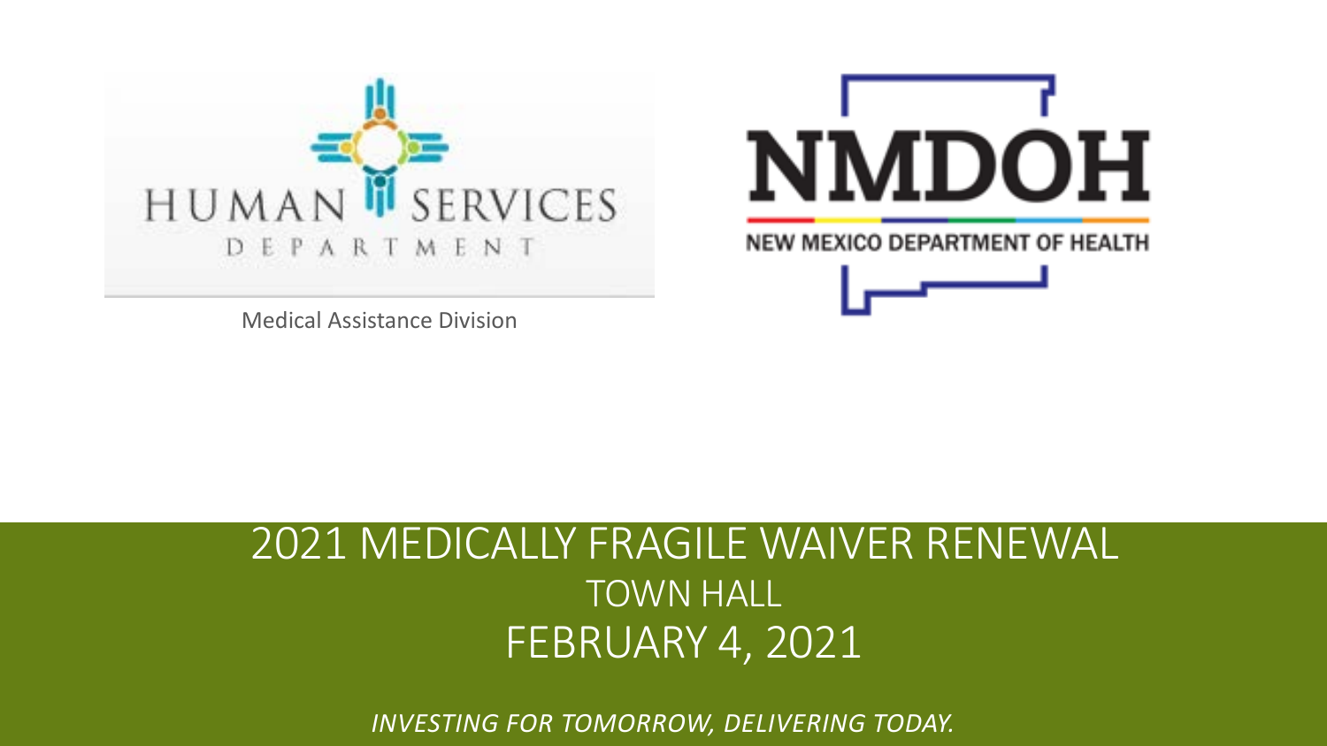HUMAN SERVICES DEPARTMENT

Medical Assistance Division

NMDOH

NEW MEXICO DEPARTMENT OF HEALTH

# 2021 MEDICALLY FRAGILE WAIVER RENEWAL

## TOWN HALL

## FEBRUARY 4, 2021

*INVESTING FOR TOMORROW, DELIVERING TODAY.*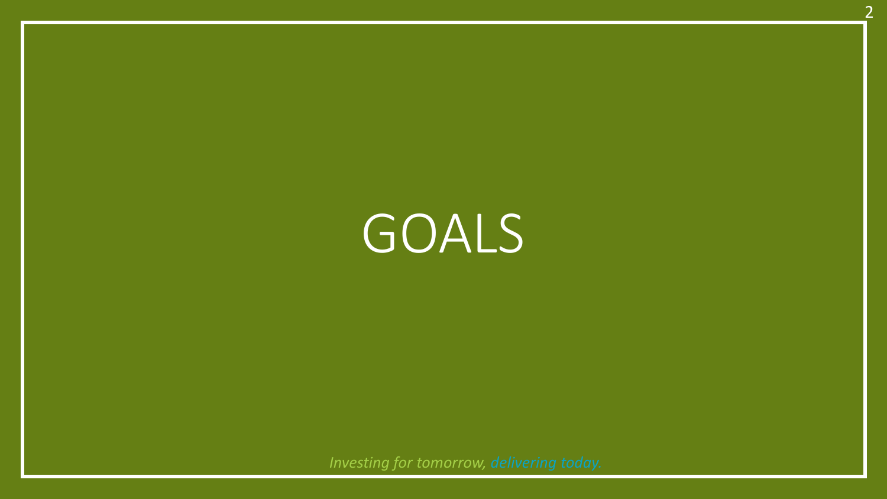# GOALS

*Investing for tomorrow, delivering today.*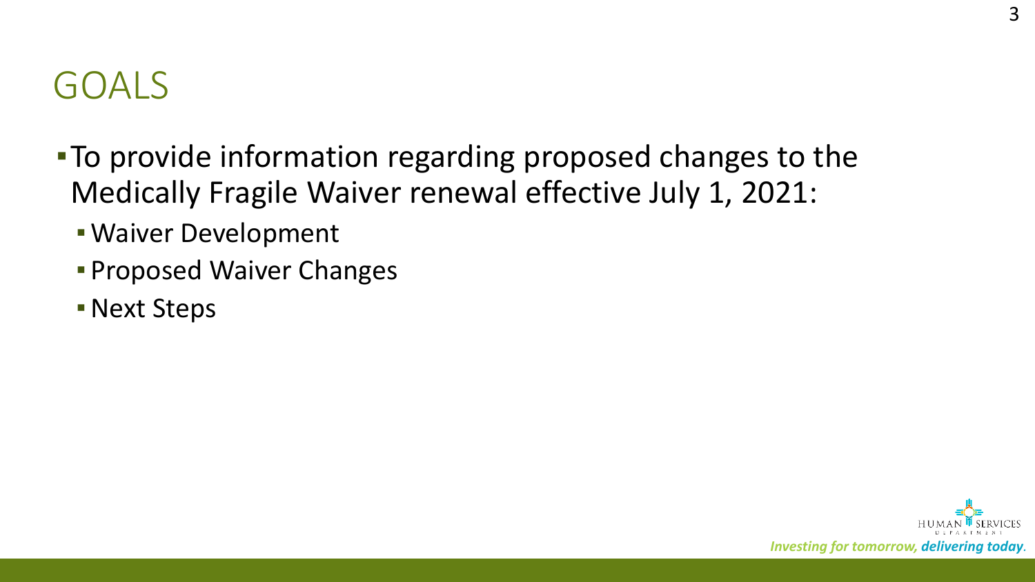# GOALS

- To provide information regarding proposed changes to the Medically Fragile Waiver renewal effective July 1, 2021:
  - Waiver Development
  - Proposed Waiver Changes
  - Next Steps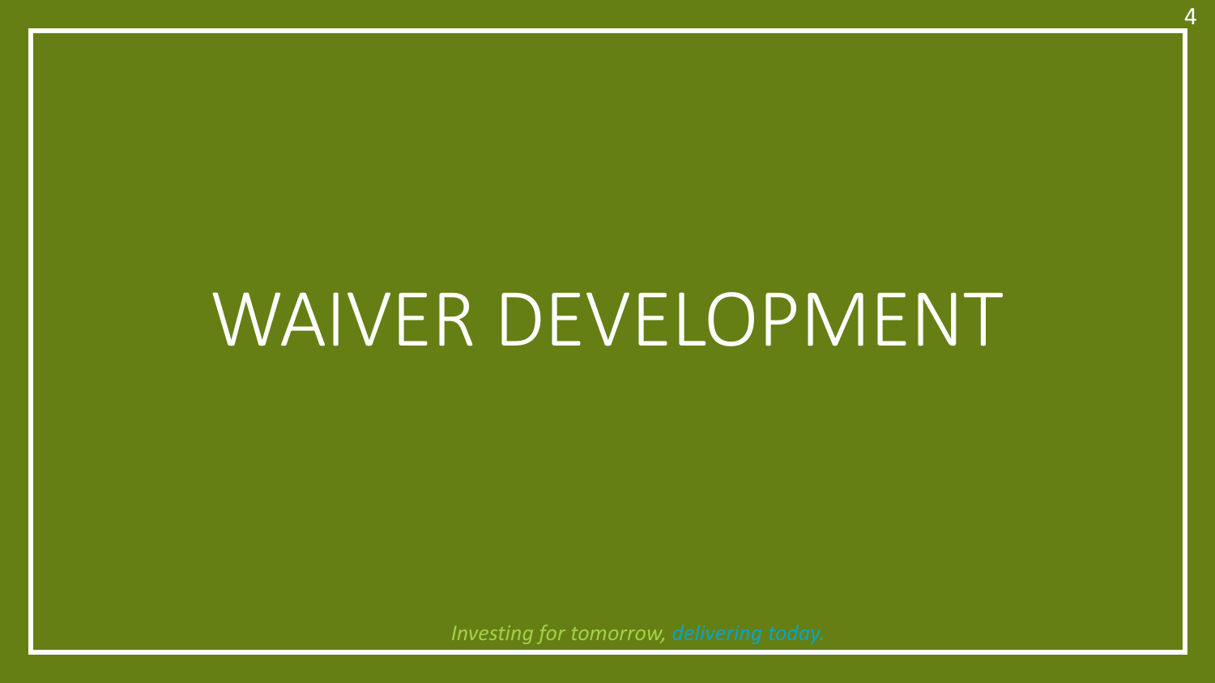# WAIVER DEVELOPMENT

*Investing for tomorrow, delivering today.*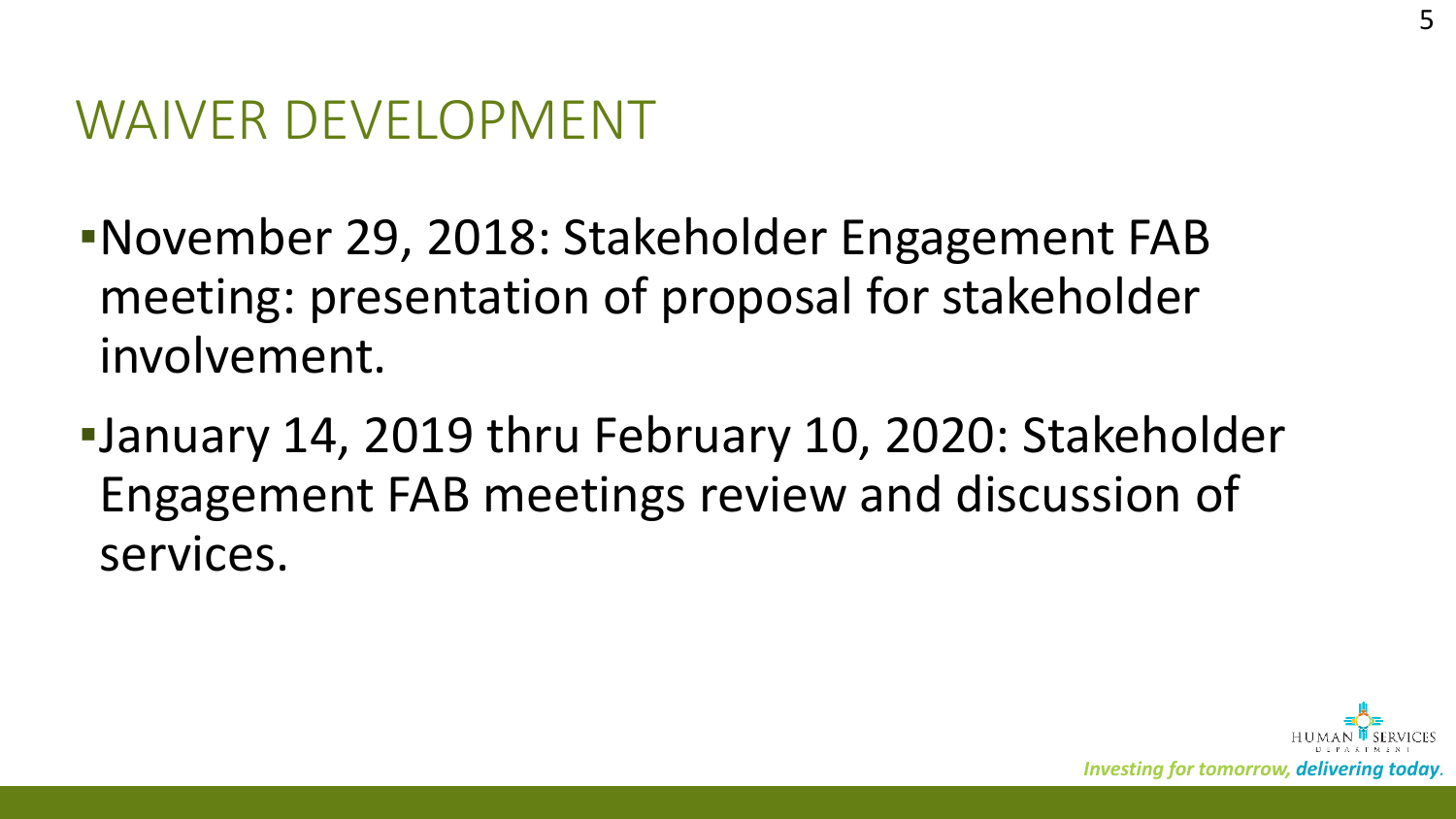# WAIVER DEVELOPMENT

- November 29, 2018: Stakeholder Engagement FAB meeting: presentation of proposal for stakeholder involvement.
- January 14, 2019 thru February 10, 2020: Stakeholder Engagement FAB meetings review and discussion of services.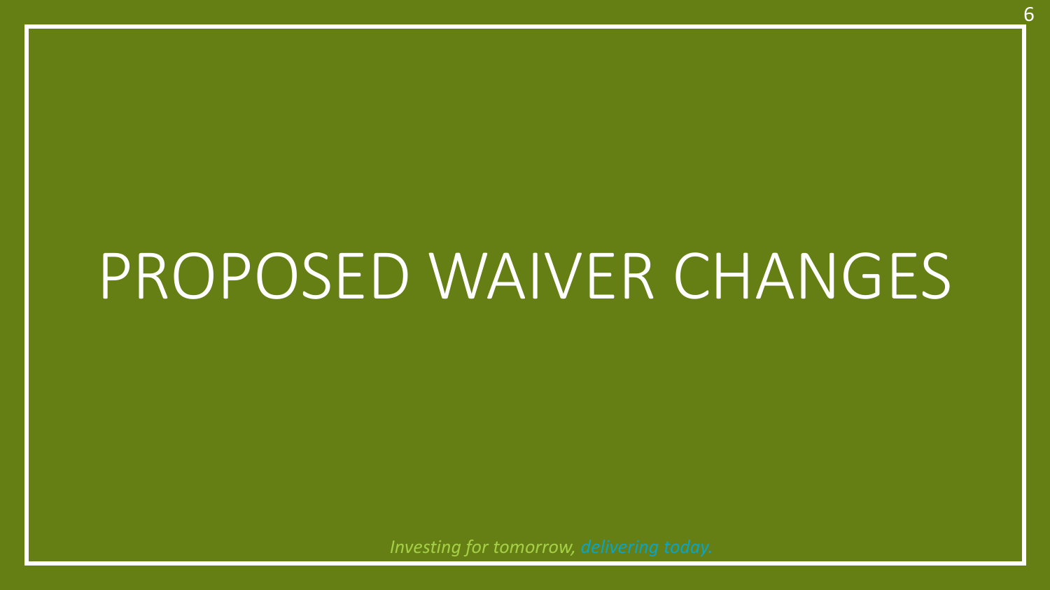# PROPOSED WAIVER CHANGES

*Investing for tomorrow, delivering today.*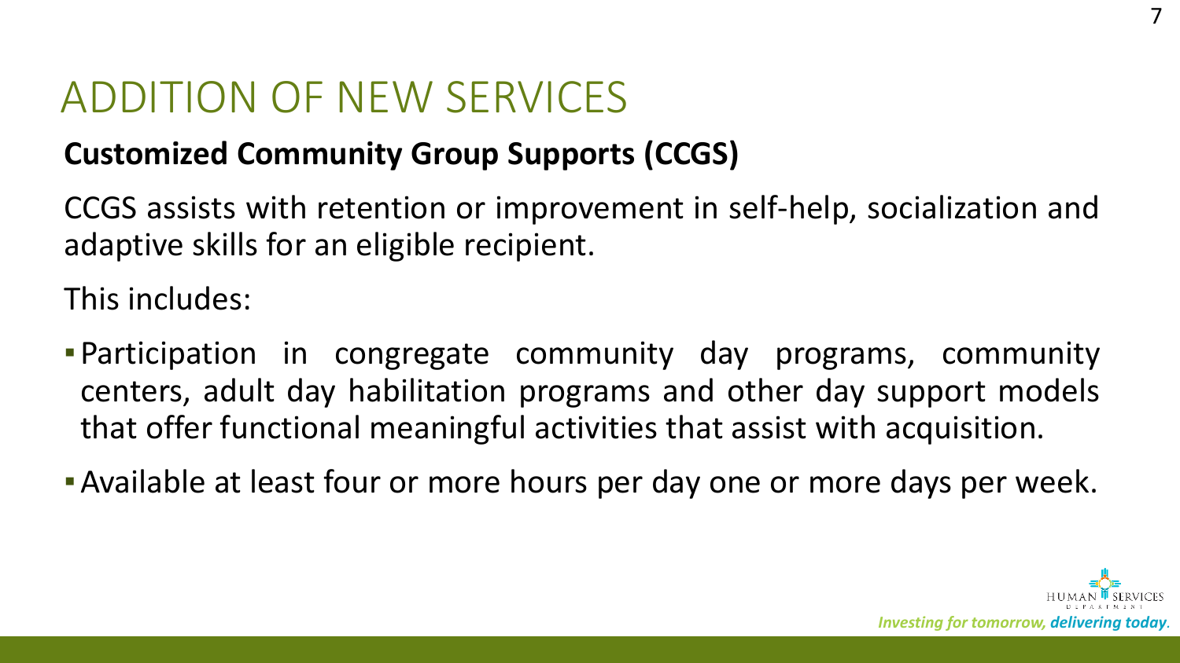# ADDITION OF NEW SERVICES

**Customized Community Group Supports (CCGS)**

CCGS assists with retention or improvement in self-help, socialization and adaptive skills for an eligible recipient.

This includes:

- Participation in congregate community day programs, community centers, adult day habilitation programs and other day support models that offer functional meaningful activities that assist with acquisition.
- Available at least four or more hours per day one or more days per week.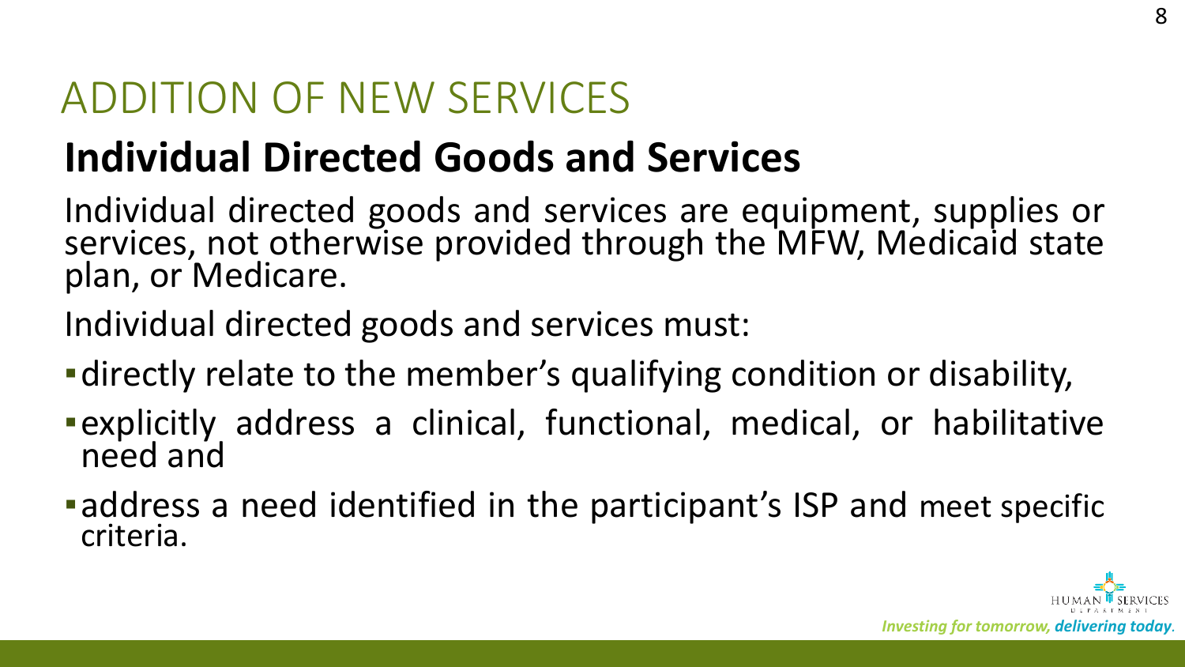# ADDITION OF NEW SERVICES

## Individual Directed Goods and Services

Individual directed goods and services are equipment, supplies or services, not otherwise provided through the MFW, Medicaid state plan, or Medicare.

Individual directed goods and services must:

- directly relate to the member's qualifying condition or disability,
- explicitly address a clinical, functional, medical, or habilitative need and
- address a need identified in the participant's ISP and meet specific criteria.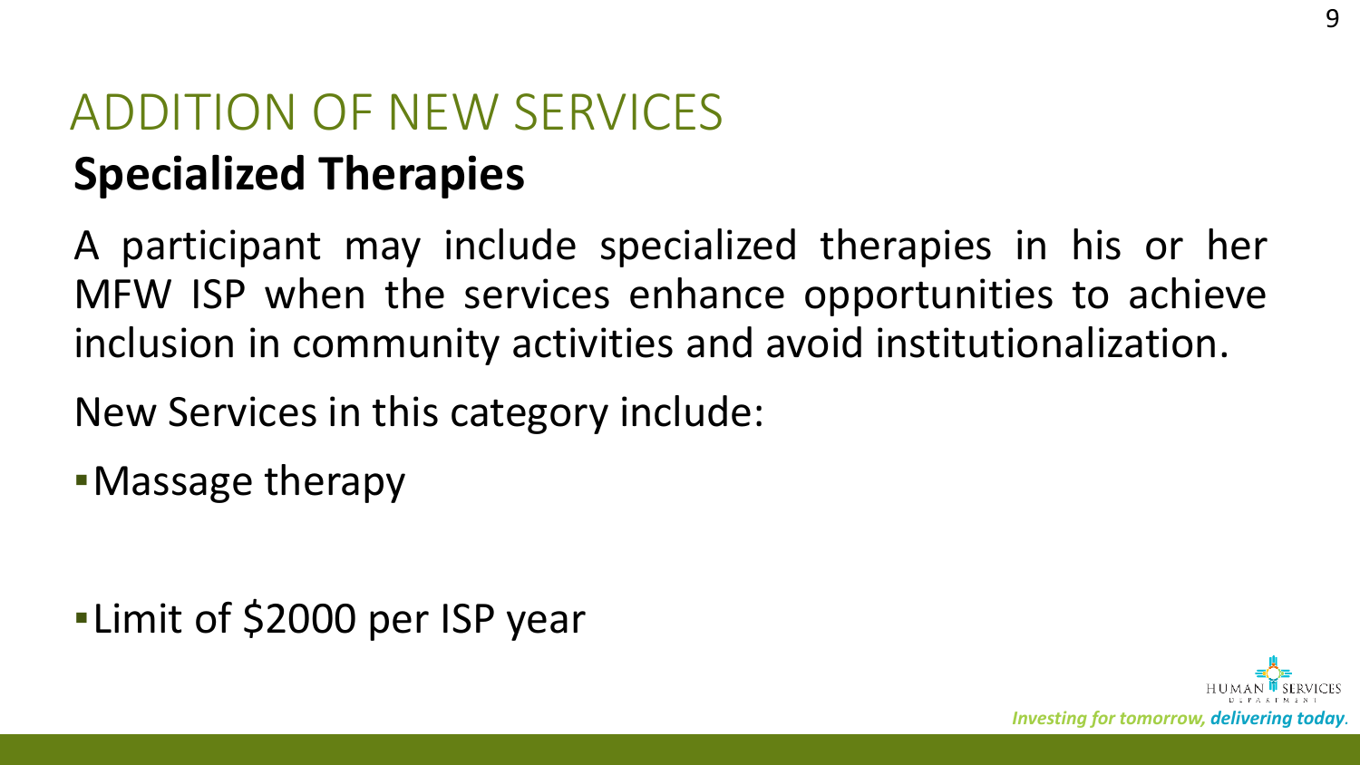# ADDITION OF NEW SERVICES

## Specialized Therapies

A participant may include specialized therapies in his or her MFW ISP when the services enhance opportunities to achieve inclusion in community activities and avoid institutionalization.

New Services in this category include:

- Massage therapy

- Limit of $2000 per ISP year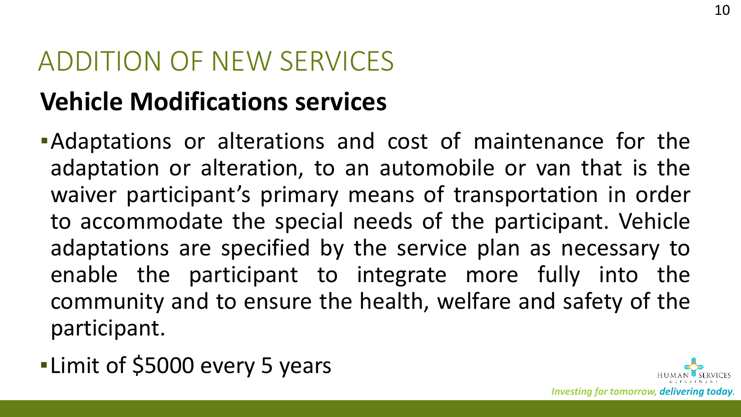# ADDITION OF NEW SERVICES

## Vehicle Modifications services

- Adaptations or alterations and cost of maintenance for the adaptation or alteration, to an automobile or van that is the waiver participant's primary means of transportation in order to accommodate the special needs of the participant. Vehicle adaptations are specified by the service plan as necessary to enable the participant to integrate more fully into the community and to ensure the health, welfare and safety of the participant.
- Limit of $5000 every 5 years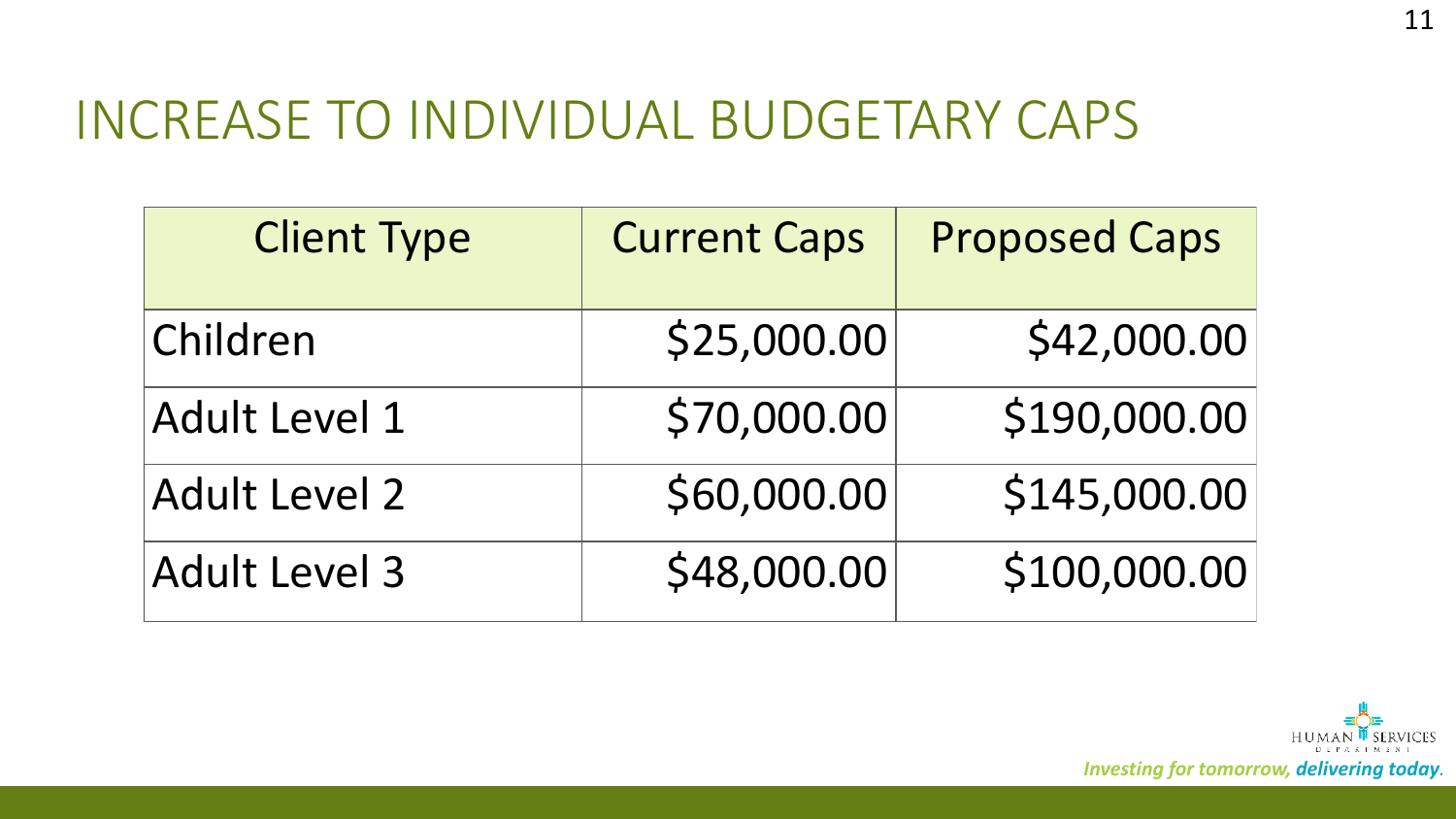# INCREASE TO INDIVIDUAL BUDGETARY CAPS

| Client Type | Current Caps | Proposed Caps |
| --- | --- | --- |
| Children | $25,000.00 | $42,000.00 |
| Adult Level 1 | $70,000.00 | $190,000.00 |
| Adult Level 2 | $60,000.00 | $145,000.00 |
| Adult Level 3 | $48,000.00 | $100,000.00 |

HUMAN SERVICES DEPARTMENT

*Investing for tomorrow, **delivering today.***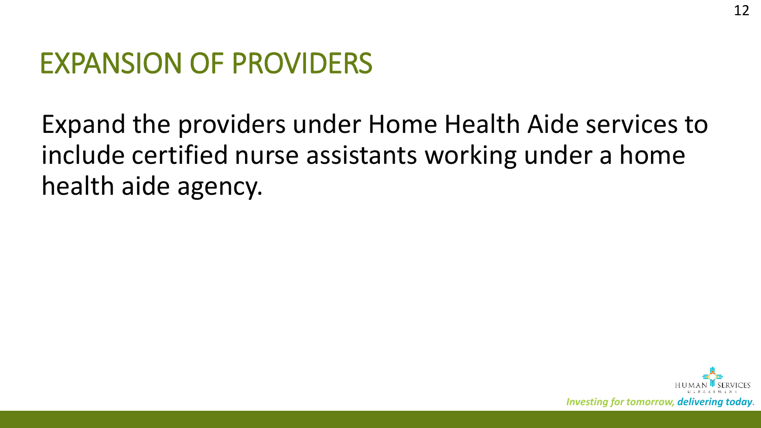# EXPANSION OF PROVIDERS

Expand the providers under Home Health Aide services to include certified nurse assistants working under a home health aide agency.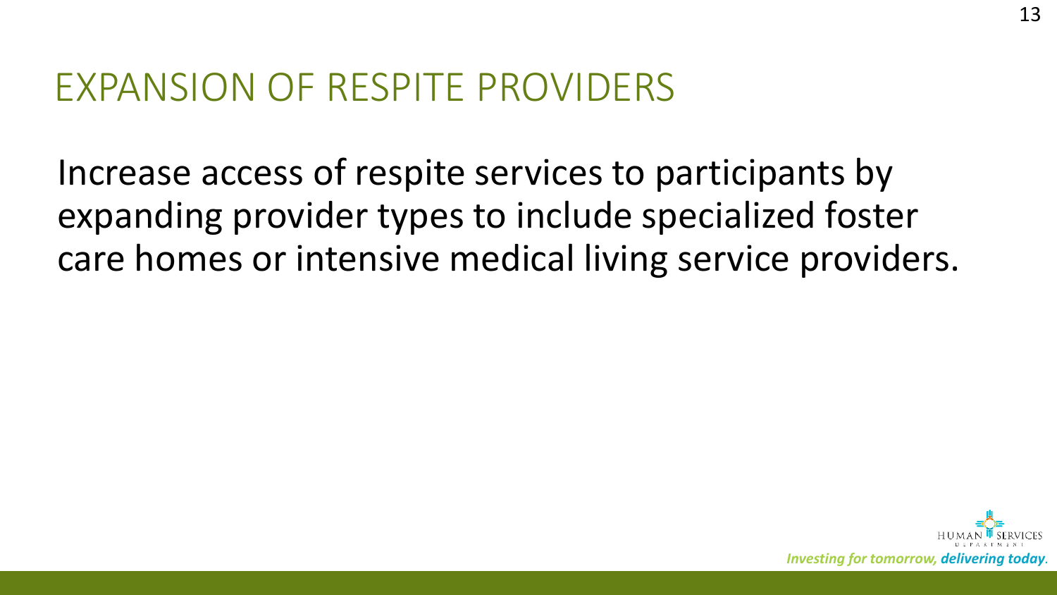# EXPANSION OF RESPITE PROVIDERS

Increase access of respite services to participants by expanding provider types to include specialized foster care homes or intensive medical living service providers.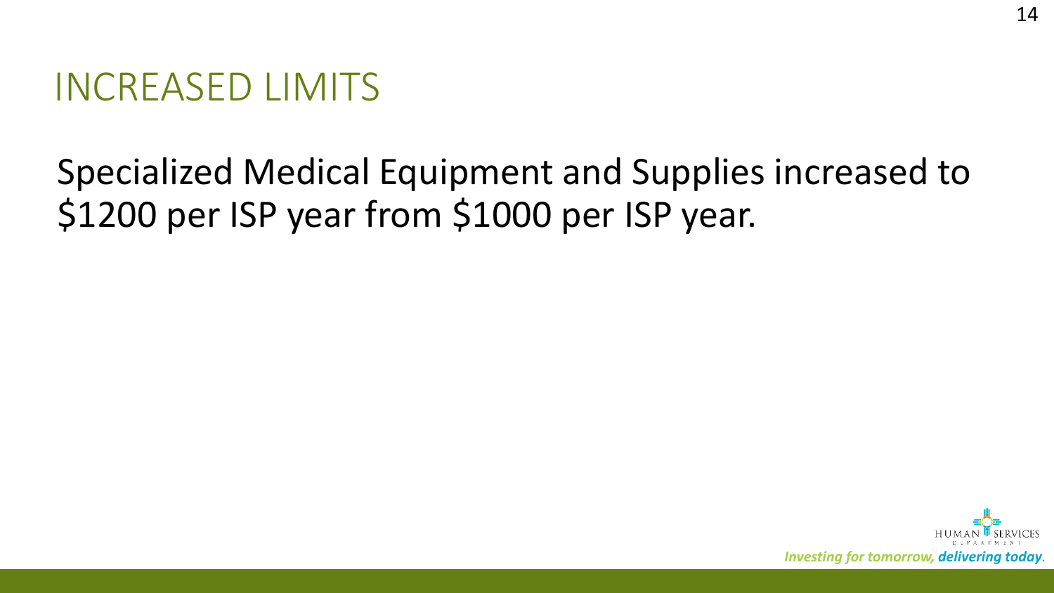# INCREASED LIMITS

Specialized Medical Equipment and Supplies increased to $1200 per ISP year from $1000 per ISP year.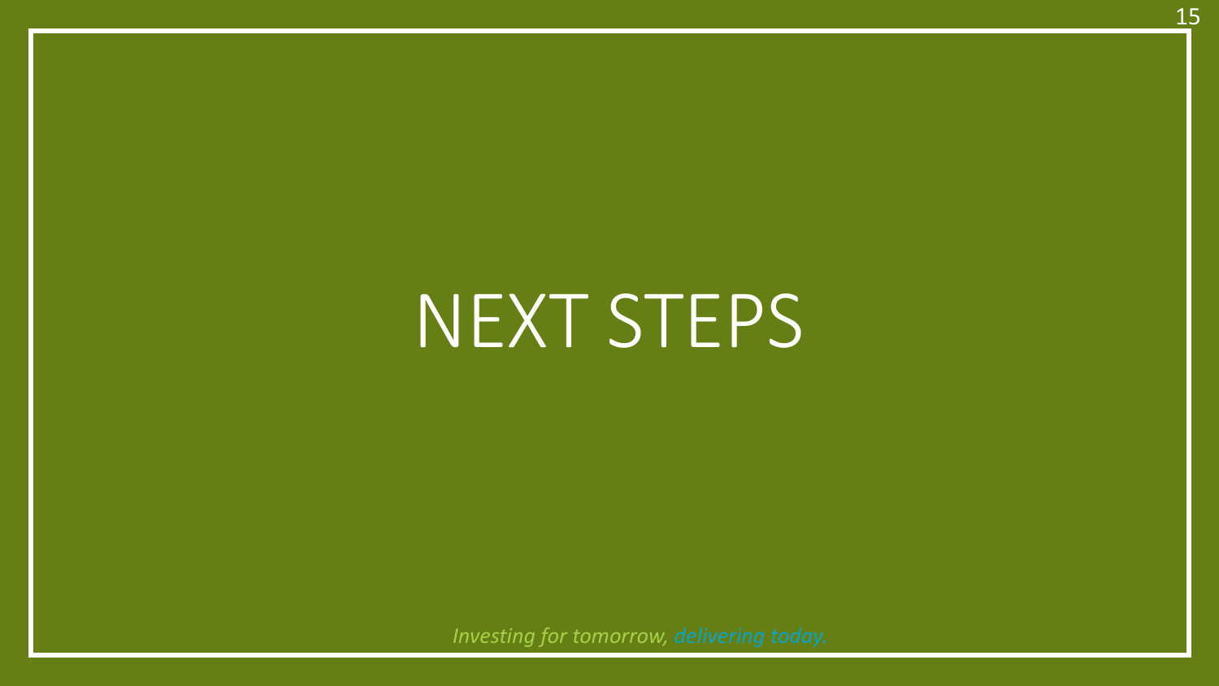# NEXT STEPS

*Investing for tomorrow, delivering today.*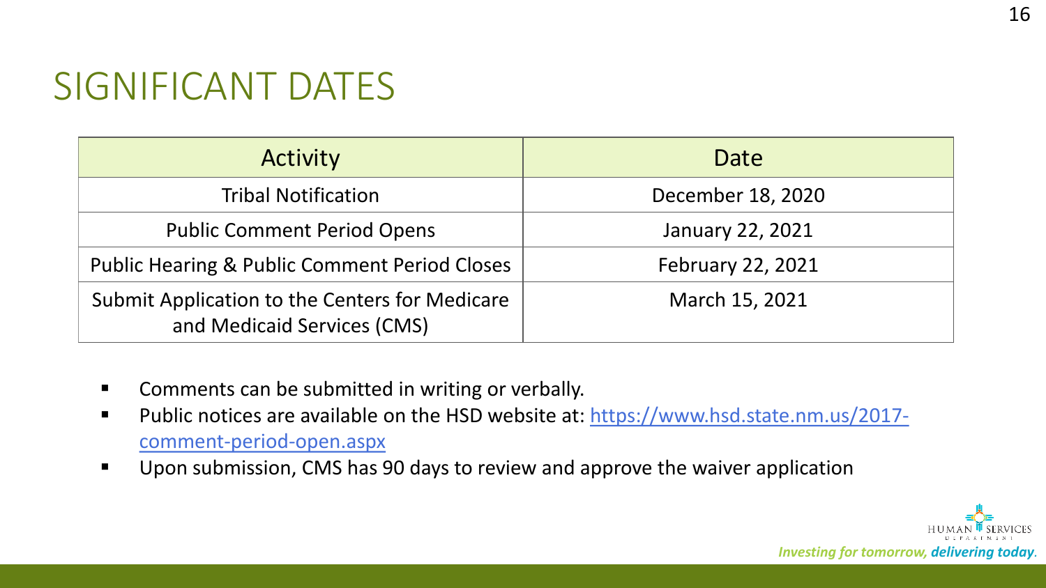# SIGNIFICANT DATES

| Activity | Date |
| --- | --- |
| Tribal Notification | December 18, 2020 |
| Public Comment Period Opens | January 22, 2021 |
| Public Hearing & Public Comment Period Closes | February 22, 2021 |
| Submit Application to the Centers for Medicare and Medicaid Services (CMS) | March 15, 2021 |

- Comments can be submitted in writing or verbally.
- Public notices are available on the HSD website at: [https://www.hsd.state.nm.us/2017-comment-period-open.aspx](https://www.hsd.state.nm.us/2017-comment-period-open.aspx)
- Upon submission, CMS has 90 days to review and approve the waiver application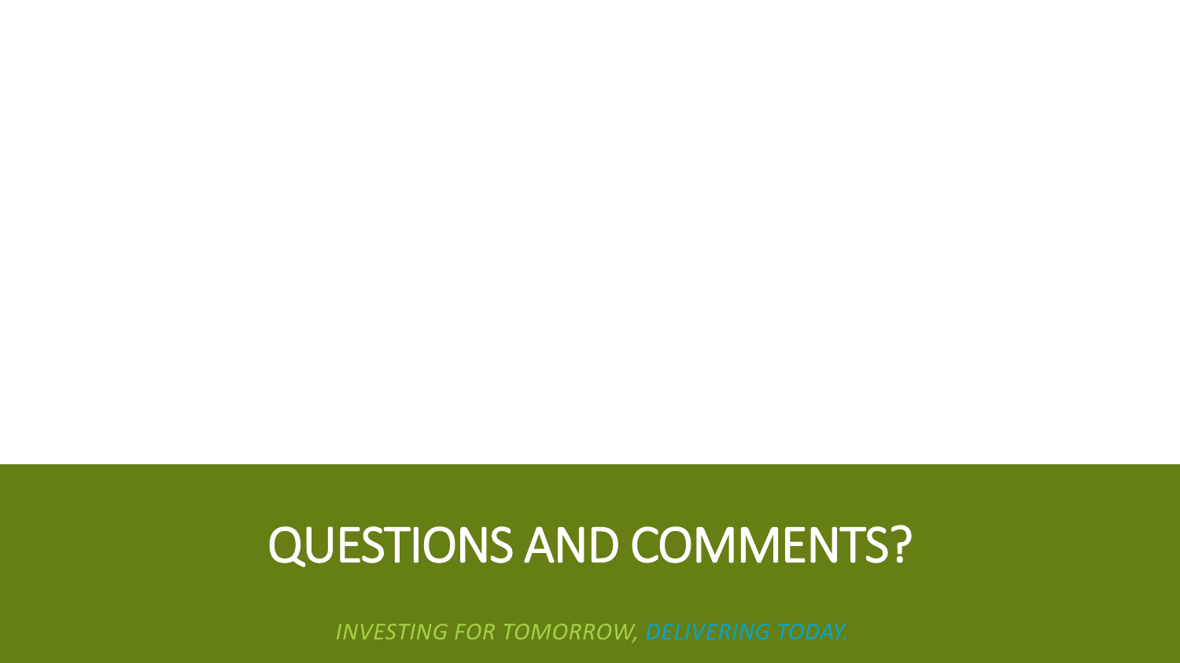# QUESTIONS AND COMMENTS?

*INVESTING FOR TOMORROW, DELIVERING TODAY.*